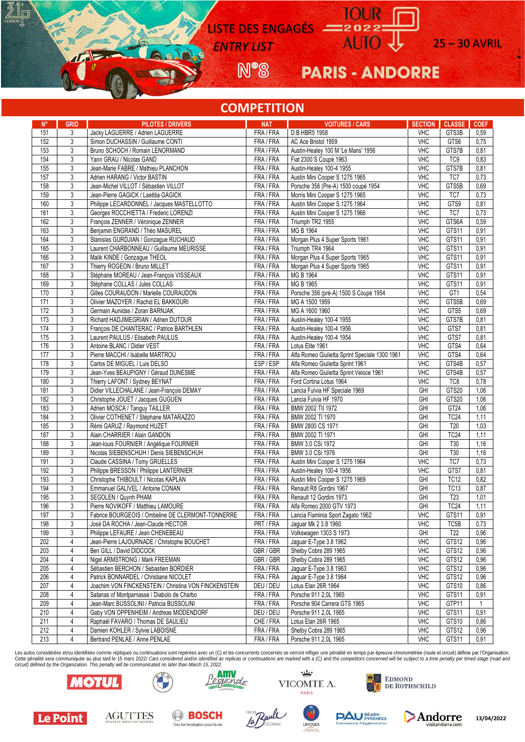# LISTE DES ENGAGÉS
*ENTRY LIST*

TOUR AUTO 2022 — 25 – 30 AVRIL

N°8 — PARIS - ANDORRE

## COMPETITION

| N° | GRID | PILOTES / DRIVERS | NAT | VOITURES / CARS | SECTION | CLASSE | COEF |
|---|---|---|---|---|---|---|---|
| 151 | 3 | Jacky LAGUERRE / Adrien LAGUERRE | FRA / FRA | D.B HBR5 1958 | VHC | GTS3B | 0,59 |
| 152 | 3 | Simon DUCHASSIN / Guillaume CONTI | FRA / FRA | AC Ace Bristol 1959 | VHC | GTS6 | 0,75 |
| 153 | 3 | Bruno SCHOCH / Romain LENORMAND | FRA / FRA | Austin-Healey 100 M 'Le Mans' 1956 | VHC | GTS7B | 0,81 |
| 154 | 3 | Yann GRAU / Nicolas GAND | FRA / FRA | Fiat 2300 S Coupé 1963 | VHC | TC9 | 0,83 |
| 155 | 3 | Jean-Marie FABRE / Mathieu PLANCHON | FRA / FRA | Austin-Healey 100-4 1955 | VHC | GTS7B | 0,81 |
| 157 | 3 | Adrien HARANG / Victor BASTIN | FRA / FRA | Austin Mini Cooper S 1275 1965 | VHC | TC7 | 0,73 |
| 158 | 3 | Jean-Michel VILLOT / Sébastien VILLOT | FRA / FRA | Porsche 356 (Pre-A) 1500 coupé 1954 | VHC | GTS5B | 0,69 |
| 159 | 3 | Jean-Pierre GAGICK / Laetitia GAGICK | FRA / FRA | Morris Mini Cooper S 1275 1965 | VHC | TC7 | 0,73 |
| 160 | 3 | Philippe LECARDONNEL / Jacques MASTELLOTTO | FRA / FRA | Austin Mini Cooper S 1275 1964 | VHC | GTS9 | 0,81 |
| 161 | 3 | Georges ROCCHIETTA / Frederic LORENZI | FRA / FRA | Austin Mini Cooper S 1275 1966 | VHC | TC7 | 0,73 |
| 162 | 3 | François ZENNER / Véronique ZENNER | FRA / FRA | Triumph TR2 1955 | VHC | GTS6A | 0,59 |
| 163 | 3 | Benjamin ENGRAND / Théo MASUREL | FRA / FRA | MG B 1964 | VHC | GTS11 | 0,91 |
| 164 | 3 | Stanislas GURDJIAN / Gonzague RUCHAUD | FRA / FRA | Morgan Plus 4 Super Sports 1961 | VHC | GTS11 | 0,91 |
| 165 | 3 | Laurent CHARBONNEAU / Guillaume MEURISSE | FRA / FRA | Triumph TR4 1964 | VHC | GTS11 | 0,91 |
| 166 | 3 | Malik KINDE / Gonzague THEOL | FRA / FRA | Morgan Plus 4 Super Sports 1965 | VHC | GTS11 | 0,91 |
| 167 | 3 | Thierry ROGEON / Bruno MILLET | FRA / FRA | Morgan Plus 4 Super Sports 1965 | VHC | GTS11 | 0,91 |
| 168 | 3 | Stéphane MOREAU / Jean-François VISSEAUX | FRA / FRA | MG B 1964 | VHC | GTS11 | 0,91 |
| 169 | 3 | Stéphane COLLAS / Jules COLLAS | FRA / FRA | MG B 1965 | VHC | GTS11 | 0,91 |
| 170 | 3 | Gilles COURAUDON / Marielle COURAUDON | FRA / FRA | Porsche 356 (pré-A) 1500 S Coupé 1954 | VHC | GT1 | 0,54 |
| 171 | 3 | Olivier MAZOYER / Rachid EL BAKKOURI | FRA / FRA | MG A 1500 1959 | VHC | GTS5B | 0,69 |
| 172 | 3 | Germain Aunidas / Zoran BARNJAK | FRA / FRA | MG A 1600 1960 | VHC | GTS5 | 0,69 |
| 173 | 3 | Richard HADJIMEGRIAN / Adrien DUTOUR | FRA / FRA | Austin-Healey 100-4 1955 | VHC | GTS7B | 0,81 |
| 174 | 3 | François DE CHANTERAC / Patrice BARTHLEN | FRA / FRA | Austin-Healey 100-4 1956 | VHC | GTS7 | 0,81 |
| 175 | 3 | Laurent PAULUS / Elisabeth PAULUS | FRA / FRA | Austin-Healey 100-4 1954 | VHC | GTS7 | 0,81 |
| 176 | 3 | Antoine BLANC / Didier VEST | FRA / FRA | Lotus Elite 1961 | VHC | GTS4 | 0,64 |
| 177 | 3 | Pierre MACCHI / Isabelle MARTROU | FRA / FRA | Alfa Romeo Giulietta Sprint Speciale 1300 1961 | VHC | GTS4 | 0,64 |
| 178 | 3 | Carlos DE MIGUEL / Luis DELSO | ESP / ESP | Alfa Romeo Giulietta Sprint 1961 | VHC | GTS4B | 0,57 |
| 179 | 3 | Jean-Yves BEAUPIGNY / Géraud DUNESME | FRA / FRA | Alfa Romeo Giulietta Sprint Veloce 1961 | VHC | GTS4B | 0,57 |
| 180 | 3 | Thierry LAFONT / Sydney BEYNAT | FRA / FRA | Ford Cortina Lotus 1964 | VHC | TC8 | 0,78 |
| 181 | 3 | Didier VILLECHALANE / Jean-François DEMAY | FRA / FRA | Lancia Fulvia HF Speciale 1969 | GHI | GTS20 | 1,06 |
| 182 | 3 | Christophe JOUET / Jacques GUGUEN | FRA / FRA | Lancia Fulvia HF 1970 | GHI | GTS20 | 1,06 |
| 183 | 3 | Adrien MOSCA / Tanguy TAILLER | FRA / FRA | BMW 2002 TII 1972 | GHI | GT24 | 1,06 |
| 184 | 3 | Olivier COTHENET / Stéphane MATARAZZO | FRA / FRA | BMW 2002 TI 1970 | GHI | TC24 | 1,11 |
| 185 | 3 | Rémi GARUZ / Raymond HUZET | FRA / FRA | BMW 2800 CS 1971 | GHI | T20 | 1,03 |
| 187 | 3 | Alain CHARRIER / Alain GANDON | FRA / FRA | BMW 2002 TI 1971 | GHI | TC24 | 1,11 |
| 188 | 3 | Jean-louis FOURNIER / Angélique FOURNIER | FRA / FRA | BMW 3.0 CSi 1972 | GHI | T30 | 1,16 |
| 189 | 3 | Nicolas SIEBENSCHUH / Denis SIEBENSCHUH | FRA / FRA | BMW 3.0 CSi 1976 | GHI | T30 | 1,16 |
| 191 | 3 | Claude CASSINA / Tomy GRUELLES | FRA / FRA | Austin Mini Cooper S 1275 1964 | VHC | TC7 | 0,73 |
| 192 | 3 | Philippe BRESSON / Philippe LANTERNIER | FRA / FRA | Austin-Healey 100-4 1956 | VHC | GTS7 | 0,81 |
| 193 | 3 | Christophe THIBOULT / Nicolas KAPLAN | FRA / FRA | Austin Mini Cooper S 1275 1969 | GHI | TC12 | 0,82 |
| 194 | 3 | Emmanuel GALIVEL / Antoine CONAN | FRA / FRA | Renault R8 Gordini 1967 | GHI | TC13 | 0,87 |
| 195 | 3 | SEGOLEN / Quynh PHAM | FRA / FRA | Renault 12 Gordini 1973 | GHI | T23 | 1,01 |
| 196 | 3 | Pierre NOVIKOFF / Matthieu LAMOURE | FRA / FRA | Alfa Romeo 2000 GTV 1973 | GHI | TC24 | 1,11 |
| 197 | 3 | Fabrice BOURGEOIS / Ombeline DE CLERMONT-TONNERRE | FRA / FRA | Lancia Flaminia Sport Zagato 1962 | VHC | GTS11 | 0,91 |
| 198 | 3 | José DA ROCHA / Jean-Claude HECTOR | PRT / FRA | Jaguar Mk 2 3.8 1960 | VHC | TC5B | 0,73 |
| 199 | 3 | Philippe LEFAURE / Jean CHENEBEAU | FRA / FRA | Volkswagen 1303 S 1973 | GHI | T22 | 0,96 |
| 202 | 4 | Jean-Pierre LAJOURNADE / Christophe BOUCHET | FRA / FRA | Jaguar E-Type 3.8 1962 | VHC | GTS12 | 0,96 |
| 203 | 4 | Ben GILL / David DIDCOCK | GBR / GBR | Shelby Cobra 289 1965 | VHC | GTS12 | 0,96 |
| 204 | 4 | Nigel ARMSTRONG / Mark FREEMAN | GBR / GBR | Shelby Cobra 289 1965 | VHC | GTS12 | 0,96 |
| 205 | 4 | Sébastien BERCHON / Sebastien BORDIER | FRA / FRA | Jaguar E-Type 3.8 1963 | VHC | GTS12 | 0,96 |
| 206 | 4 | Patrick BONNARDEL / Christiane NICOLET | FRA / FRA | Jaguar E-Type 3.8 1964 | VHC | GTS12 | 0,96 |
| 207 | 4 | Joachim VON FINCKENSTEIN / Christina VON FINCKENSTEIN | DEU / DEU | Lotus Elan 26R 1964 | VHC | GTS10 | 0,86 |
| 208 | 4 | Satanas of Montparnasse / Diabolo de Charbo | FRA / FRA | Porsche 911 2,0L 1965 | VHC | GTS11 | 0,91 |
| 209 | 4 | Jean-Marc BUSSOLINI / Patricia BUSSOLINI | FRA / FRA | Porsche 904 Carrera GTS 1965 | VHC | GTP11 | 1 |
| 210 | 4 | Gaby VON OPPENHEIM / Andreas MIDDENDORF | DEU / DEU | Porsche 911 2,0L 1965 | VHC | GTS11 | 0,91 |
| 211 | 4 | Raphaël FAVARO / Thomas DE SAULIEU | CHE / FRA | Lotus Elan 26R 1965 | VHC | GTS10 | 0,86 |
| 212 | 4 | Damien KOHLER / Sylvie LABOISNE | FRA / FRA | Shelby Cobra 289 1965 | VHC | GTS12 | 0,96 |
| 213 | 4 | Bertrand PENLAE / Anne PENLAE | FRA / FRA | Porsche 911 2,0L 1965 | VHC | GTS11 | 0,91 |

Les autos considérées et/ou identifiées comme répliques ou continuations sont repérées avec un (C) et les concurrents concernés se verront infliger une pénalité en temps par épreuve chronométrée (route et circuit) définie par l'Organisation. Cette pénalité sera communiquée au plus tard le 15 mars 2022/ *Cars considered and/or identified as replicas or continuations are marked with a (C) and the competitors concerned will be subject to a time penalty per timed stage (road and circuit) defined by the Organization. This penalty will be communicated no later than March 15, 2022.*

13/04/2022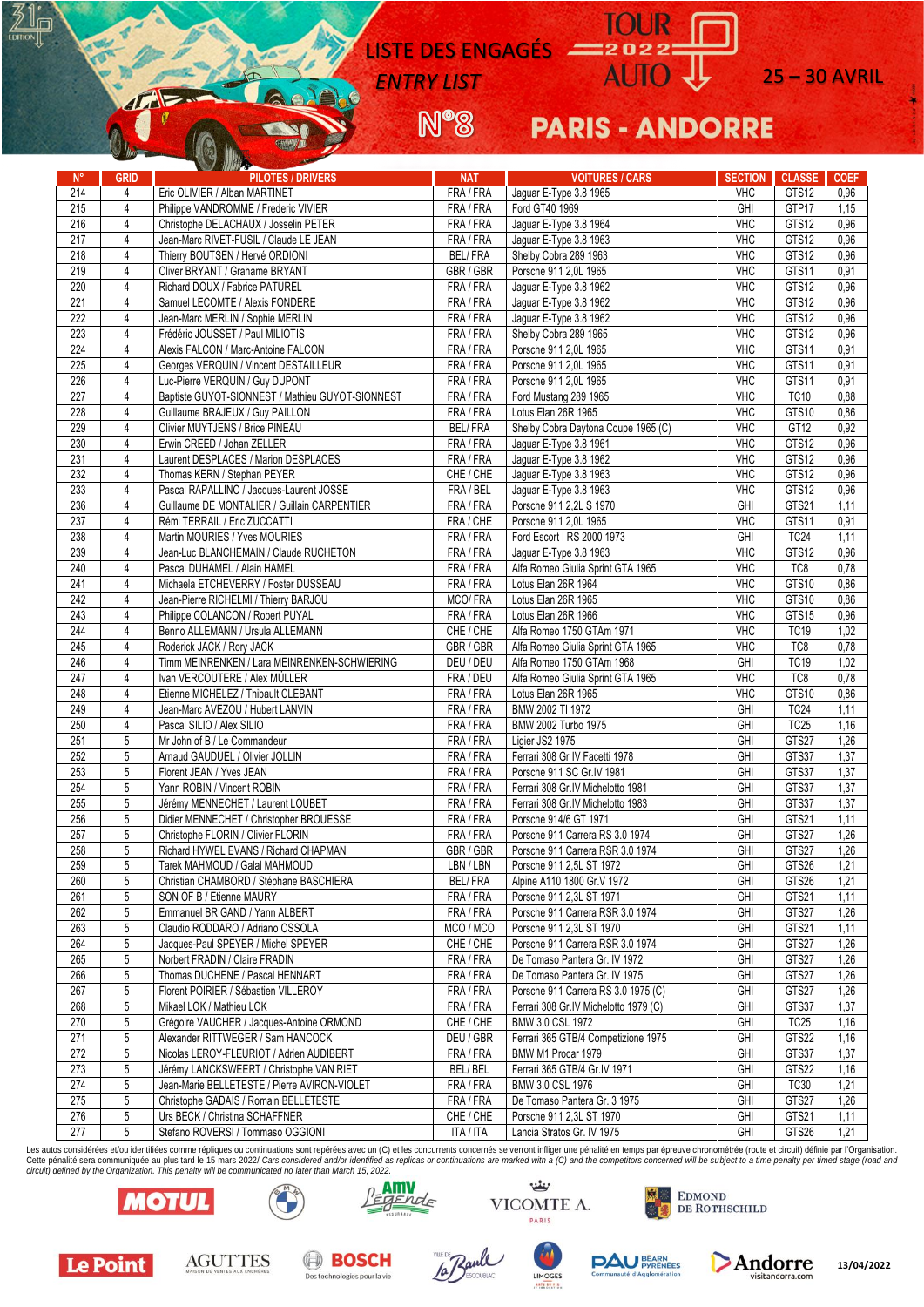# LISTE DES ENGAGÉS / ENTRY LIST N°8

## TOUR AUTO 2022 — 25 – 30 AVRIL — PARIS - ANDORRE

| N° | GRID | PILOTES / DRIVERS | NAT | VOITURES / CARS | SECTION | CLASSE | COEF |
|---|---|---|---|---|---|---|---|
| 214 | 4 | Eric OLIVIER / Alban MARTINET | FRA / FRA | Jaguar E-Type 3.8 1965 | VHC | GTS12 | 0,96 |
| 215 | 4 | Philippe VANDROMME / Frederic VIVIER | FRA / FRA | Ford GT40 1969 | GHI | GTP17 | 1,15 |
| 216 | 4 | Christophe DELACHAUX / Josselin PETER | FRA / FRA | Jaguar E-Type 3.8 1964 | VHC | GTS12 | 0,96 |
| 217 | 4 | Jean-Marc RIVET-FUSIL / Claude LE JEAN | FRA / FRA | Jaguar E-Type 3.8 1963 | VHC | GTS12 | 0,96 |
| 218 | 4 | Thierry BOUTSEN / Hervé ORDIONI | BEL/ FRA | Shelby Cobra 289 1963 | VHC | GTS12 | 0,96 |
| 219 | 4 | Oliver BRYANT / Grahame BRYANT | GBR / GBR | Porsche 911 2,0L 1965 | VHC | GTS11 | 0,91 |
| 220 | 4 | Richard DOUX / Fabrice PATUREL | FRA / FRA | Jaguar E-Type 3.8 1962 | VHC | GTS12 | 0,96 |
| 221 | 4 | Samuel LECOMTE / Alexis FONDERE | FRA / FRA | Jaguar E-Type 3.8 1962 | VHC | GTS12 | 0,96 |
| 222 | 4 | Jean-Marc MERLIN / Sophie MERLIN | FRA / FRA | Jaguar E-Type 3.8 1962 | VHC | GTS12 | 0,96 |
| 223 | 4 | Frédéric JOUSSET / Paul MILIOTIS | FRA / FRA | Shelby Cobra 289 1965 | VHC | GTS12 | 0,96 |
| 224 | 4 | Alexis FALCON / Marc-Antoine FALCON | FRA / FRA | Porsche 911 2,0L 1965 | VHC | GTS11 | 0,91 |
| 225 | 4 | Georges VERQUIN / Vincent DESTAILLEUR | FRA / FRA | Porsche 911 2,0L 1965 | VHC | GTS11 | 0,91 |
| 226 | 4 | Luc-Pierre VERQUIN / Guy DUPONT | FRA / FRA | Porsche 911 2,0L 1965 | VHC | GTS11 | 0,91 |
| 227 | 4 | Baptiste GUYOT-SIONNEST / Mathieu GUYOT-SIONNEST | FRA / FRA | Ford Mustang 289 1965 | VHC | TC10 | 0,88 |
| 228 | 4 | Guillaume BRAJEUX / Guy PAILLON | FRA / FRA | Lotus Elan 26R 1965 | VHC | GTS10 | 0,86 |
| 229 | 4 | Olivier MUYTJENS / Brice PINEAU | BEL/ FRA | Shelby Cobra Daytona Coupe 1965 (C) | VHC | GT12 | 0,92 |
| 230 | 4 | Erwin CREED / Johan ZELLER | FRA / FRA | Jaguar E-Type 3.8 1961 | VHC | GTS12 | 0,96 |
| 231 | 4 | Laurent DESPLACES / Marion DESPLACES | FRA / FRA | Jaguar E-Type 3.8 1962 | VHC | GTS12 | 0,96 |
| 232 | 4 | Thomas KERN / Stephan PEYER | CHE / CHE | Jaguar E-Type 3.8 1963 | VHC | GTS12 | 0,96 |
| 233 | 4 | Pascal RAPALLINO / Jacques-Laurent JOSSE | FRA / BEL | Jaguar E-Type 3.8 1963 | VHC | GTS12 | 0,96 |
| 236 | 4 | Guillaume DE MONTALIER / Guillain CARPENTIER | FRA / FRA | Porsche 911 2,2L S 1970 | GHI | GTS21 | 1,11 |
| 237 | 4 | Rémi TERRAIL / Eric ZUCCATTI | FRA / CHE | Porsche 911 2,0L 1965 | VHC | GTS11 | 0,91 |
| 238 | 4 | Martin MOURIES / Yves MOURIES | FRA / FRA | Ford Escort I RS 2000 1973 | GHI | TC24 | 1,11 |
| 239 | 4 | Jean-Luc BLANCHEMAIN / Claude RUCHETON | FRA / FRA | Jaguar E-Type 3.8 1963 | VHC | GTS12 | 0,96 |
| 240 | 4 | Pascal DUHAMEL / Alain HAMEL | FRA / FRA | Alfa Romeo Giulia Sprint GTA 1965 | VHC | TC8 | 0,78 |
| 241 | 4 | Michaela ETCHEVERRY / Foster DUSSEAU | FRA / FRA | Lotus Elan 26R 1964 | VHC | GTS10 | 0,86 |
| 242 | 4 | Jean-Pierre RICHELMI / Thierry BARJOU | MCO/ FRA | Lotus Elan 26R 1965 | VHC | GTS10 | 0,86 |
| 243 | 4 | Philippe COLANCON / Robert PUYAL | FRA / FRA | Lotus Elan 26R 1966 | VHC | GTS15 | 0,96 |
| 244 | 4 | Benno ALLEMANN / Ursula ALLEMANN | CHE / CHE | Alfa Romeo 1750 GTAm 1971 | VHC | TC19 | 1,02 |
| 245 | 4 | Roderick JACK / Rory JACK | GBR / GBR | Alfa Romeo Giulia Sprint GTA 1965 | VHC | TC8 | 0,78 |
| 246 | 4 | Timm MEINRENKEN / Lara MEINRENKEN-SCHWIERING | DEU / DEU | Alfa Romeo 1750 GTAm 1968 | GHI | TC19 | 1,02 |
| 247 | 4 | Ivan VERCOUTERE / Alex MÜLLER | FRA / DEU | Alfa Romeo Giulia Sprint GTA 1965 | VHC | TC8 | 0,78 |
| 248 | 4 | Etienne MICHELEZ / Thibault CLEBANT | FRA / FRA | Lotus Elan 26R 1965 | VHC | GTS10 | 0,86 |
| 249 | 4 | Jean-Marc AVEZOU / Hubert LANVIN | FRA / FRA | BMW 2002 TI 1972 | GHI | TC24 | 1,11 |
| 250 | 4 | Pascal SILIO / Alex SILIO | FRA / FRA | BMW 2002 Turbo 1975 | GHI | TC25 | 1,16 |
| 251 | 5 | Mr John of B / Le Commandeur | FRA / FRA | Ligier JS2 1975 | GHI | GTS27 | 1,26 |
| 252 | 5 | Arnaud GAUDUEL / Olivier JOLLIN | FRA / FRA | Ferrari 308 Gr IV Facetti 1978 | GHI | GTS37 | 1,37 |
| 253 | 5 | Florent JEAN / Yves JEAN | FRA / FRA | Porsche 911 SC Gr.IV 1981 | GHI | GTS37 | 1,37 |
| 254 | 5 | Yann ROBIN / Vincent ROBIN | FRA / FRA | Ferrari 308 Gr.IV Michelotto 1981 | GHI | GTS37 | 1,37 |
| 255 | 5 | Jérémy MENNECHET / Laurent LOUBET | FRA / FRA | Ferrari 308 Gr.IV Michelotto 1983 | GHI | GTS37 | 1,37 |
| 256 | 5 | Didier MENNECHET / Christopher BROUESSE | FRA / FRA | Porsche 914/6 GT 1971 | GHI | GTS21 | 1,11 |
| 257 | 5 | Christophe FLORIN / Olivier FLORIN | FRA / FRA | Porsche 911 Carrera RS 3.0 1974 | GHI | GTS27 | 1,26 |
| 258 | 5 | Richard HYWEL EVANS / Richard CHAPMAN | GBR / GBR | Porsche 911 Carrera RSR 3.0 1974 | GHI | GTS27 | 1,26 |
| 259 | 5 | Tarek MAHMOUD / Galal MAHMOUD | LBN / LBN | Porsche 911 2,5L ST 1972 | GHI | GTS26 | 1,21 |
| 260 | 5 | Christian CHAMBORD / Stéphane BASCHIERA | BEL/ FRA | Alpine A110 1800 Gr.V 1972 | GHI | GTS26 | 1,21 |
| 261 | 5 | SON OF B / Etienne MAURY | FRA / FRA | Porsche 911 2,3L ST 1971 | GHI | GTS21 | 1,11 |
| 262 | 5 | Emmanuel BRIGAND / Yann ALBERT | FRA / FRA | Porsche 911 Carrera RSR 3.0 1974 | GHI | GTS27 | 1,26 |
| 263 | 5 | Claudio RODDARO / Adriano OSSOLA | MCO / MCO | Porsche 911 2,3L ST 1970 | GHI | GTS21 | 1,11 |
| 264 | 5 | Jacques-Paul SPEYER / Michel SPEYER | CHE / CHE | Porsche 911 Carrera RSR 3.0 1974 | GHI | GTS27 | 1,26 |
| 265 | 5 | Norbert FRADIN / Claire FRADIN | FRA / FRA | De Tomaso Pantera Gr. IV 1972 | GHI | GTS27 | 1,26 |
| 266 | 5 | Thomas DUCHENE / Pascal HENNART | FRA / FRA | De Tomaso Pantera Gr. IV 1975 | GHI | GTS27 | 1,26 |
| 267 | 5 | Florent POIRIER / Sébastien VILLEROY | FRA / FRA | Porsche 911 Carrera RS 3.0 1975 (C) | GHI | GTS27 | 1,26 |
| 268 | 5 | Mikael LOK / Mathieu LOK | FRA / FRA | Ferrari 308 Gr.IV Michelotto 1979 (C) | GHI | GTS37 | 1,37 |
| 270 | 5 | Grégoire VAUCHER / Jacques-Antoine ORMOND | CHE / CHE | BMW 3.0 CSL 1972 | GHI | TC25 | 1,16 |
| 271 | 5 | Alexander RITTWEGER / Sam HANCOCK | DEU / GBR | Ferrari 365 GTB/4 Competizione 1975 | GHI | GTS22 | 1,16 |
| 272 | 5 | Nicolas LEROY-FLEURIOT / Adrien AUDIBERT | FRA / FRA | BMW M1 Procar 1979 | GHI | GTS37 | 1,37 |
| 273 | 5 | Jérémy LANCKSWEERT / Christophe VAN RIET | BEL/ BEL | Ferrari 365 GTB/4 Gr.IV 1971 | GHI | GTS22 | 1,16 |
| 274 | 5 | Jean-Marie BELLETESTE / Pierre AVIRON-VIOLET | FRA / FRA | BMW 3.0 CSL 1976 | GHI | TC30 | 1,21 |
| 275 | 5 | Christophe GADAIS / Romain BELLETESTE | FRA / FRA | De Tomaso Pantera Gr. 3 1975 | GHI | GTS27 | 1,26 |
| 276 | 5 | Urs BECK / Christina SCHAFFNER | CHE / CHE | Porsche 911 2,3L ST 1970 | GHI | GTS21 | 1,11 |
| 277 | 5 | Stefano ROVERSI / Tommaso OGGIONI | ITA / ITA | Lancia Stratos Gr. IV 1975 | GHI | GTS26 | 1,21 |

Les autos considérées et/ou identifiées comme répliques ou continuations sont repérées avec un (C) et les concurrents concernés se verront infliger une pénalité en temps par épreuve chronométrée (route et circuit) définie par l'Organisation. Cette pénalité sera communiquée au plus tard le 15 mars 2022/ *Cars considered and/or identified as replicas or continuations are marked with a (C) and the competitors concerned will be subject to a time penalty per timed stage (road and circuit) defined by the Organization. This penalty will be communicated no later than March 15, 2022.*

13/04/2022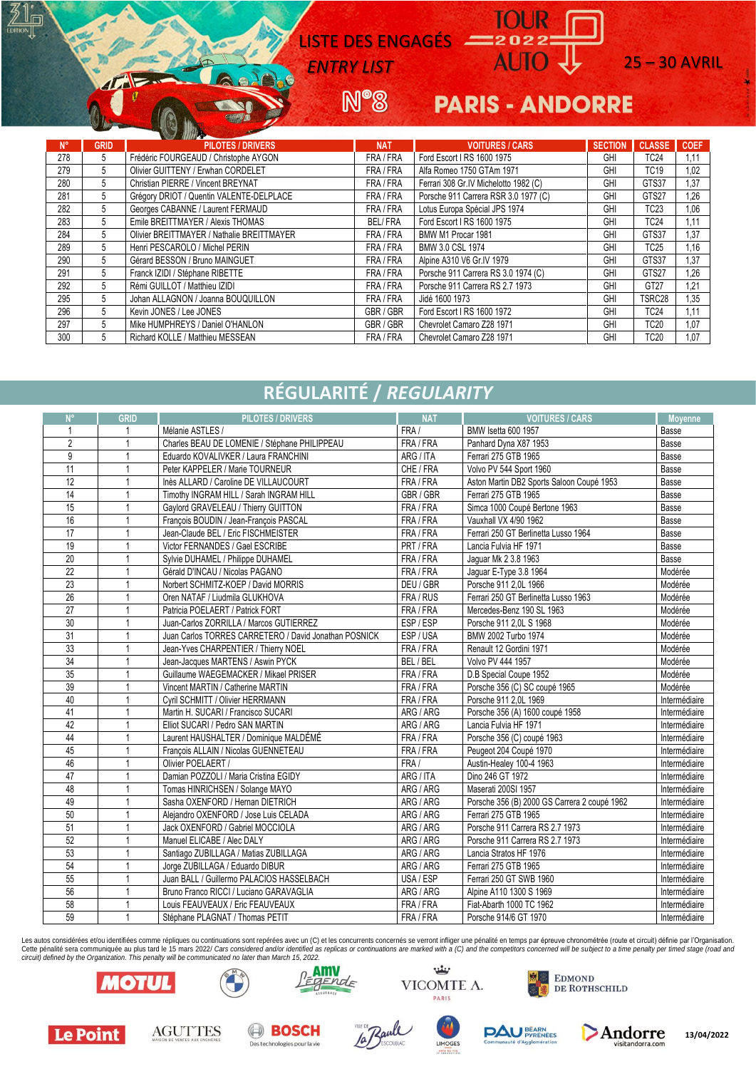# LISTE DES ENGAGÉS / *ENTRY LIST*

## N°8 TOUR AUTO 2022 — PARIS - ANDORRE — 25 – 30 AVRIL

| N° | GRID | PILOTES / DRIVERS | NAT | VOITURES / CARS | SECTION | CLASSE | COEF |
|---|---|---|---|---|---|---|---|
| 278 | 5 | Frédéric FOURGEAUD / Christophe AYGON | FRA / FRA | Ford Escort I RS 1600 1975 | GHI | TC24 | 1,11 |
| 279 | 5 | Olivier GUITTENY / Erwhan CORDELET | FRA / FRA | Alfa Romeo 1750 GTAm 1971 | GHI | TC19 | 1,02 |
| 280 | 5 | Christian PIERRE / Vincent BREYNAT | FRA / FRA | Ferrari 308 Gr.IV Michelotto 1982 (C) | GHI | GTS37 | 1,37 |
| 281 | 5 | Grégory DRIOT / Quentin VALENTE-DELPLACE | FRA / FRA | Porsche 911 Carrera RSR 3.0 1977 (C) | GHI | GTS27 | 1,26 |
| 282 | 5 | Georges CABANNE / Laurent FERMAUD | FRA / FRA | Lotus Europa Spécial JPS 1974 | GHI | TC23 | 1,06 |
| 283 | 5 | Emile BREITTMAYER / Alexis THOMAS | BEL/ FRA | Ford Escort I RS 1600 1975 | GHI | TC24 | 1,11 |
| 284 | 5 | Olivier BREITTMAYER / Nathalie BREITTMAYER | FRA / FRA | BMW M1 Procar 1981 | GHI | GTS37 | 1,37 |
| 289 | 5 | Henri PESCAROLO / Michel PERIN | FRA / FRA | BMW 3.0 CSL 1974 | GHI | TC25 | 1,16 |
| 290 | 5 | Gérard BESSON / Bruno MAINGUET | FRA / FRA | Alpine A310 V6 Gr.IV 1979 | GHI | GTS37 | 1,37 |
| 291 | 5 | Franck IZIDI / Stéphane RIBETTE | FRA / FRA | Porsche 911 Carrera RS 3.0 1974 (C) | GHI | GTS27 | 1,26 |
| 292 | 5 | Rémi GUILLOT / Matthieu IZIDI | FRA / FRA | Porsche 911 Carrera RS 2.7 1973 | GHI | GT27 | 1,21 |
| 295 | 5 | Johan ALLAGNON / Joanna BOUQUILLON | FRA / FRA | Jidé 1600 1973 | GHI | TSRC28 | 1,35 |
| 296 | 5 | Kevin JONES / Lee JONES | GBR / GBR | Ford Escort I RS 1600 1972 | GHI | TC24 | 1,11 |
| 297 | 5 | Mike HUMPHREYS / Daniel O'HANLON | GBR / GBR | Chevrolet Camaro Z28 1971 | GHI | TC20 | 1,07 |
| 300 | 5 | Richard KOLLE / Matthieu MESSEAN | FRA / FRA | Chevrolet Camaro Z28 1971 | GHI | TC20 | 1,07 |

## RÉGULARITÉ / *REGULARITY*

| N° | GRID | PILOTES / DRIVERS | NAT | VOITURES / CARS | Moyenne |
|---|---|---|---|---|---|
| 1 | 1 | Mélanie ASTLES / | FRA / | BMW Isetta 600 1957 | Basse |
| 2 | 1 | Charles BEAU DE LOMENIE / Stéphane PHILIPPEAU | FRA / FRA | Panhard Dyna X87 1953 | Basse |
| 9 | 1 | Eduardo KOVALIVKER / Laura FRANCHINI | ARG / ITA | Ferrari 275 GTB 1965 | Basse |
| 11 | 1 | Peter KAPPELER / Marie TOURNEUR | CHE / FRA | Volvo PV 544 Sport 1960 | Basse |
| 12 | 1 | Inès ALLARD / Caroline DE VILLAUCOURT | FRA / FRA | Aston Martin DB2 Sports Saloon Coupé 1953 | Basse |
| 14 | 1 | Timothy INGRAM HILL / Sarah INGRAM HILL | GBR / GBR | Ferrari 275 GTB 1965 | Basse |
| 15 | 1 | Gaylord GRAVELEAU / Thierry GUITTON | FRA / FRA | Simca 1000 Coupé Bertone 1963 | Basse |
| 16 | 1 | François BOUDIN / Jean-François PASCAL | FRA / FRA | Vauxhall VX 4/90 1962 | Basse |
| 17 | 1 | Jean-Claude BEL / Eric FISCHMEISTER | FRA / FRA | Ferrari 250 GT Berlinetta Lusso 1964 | Basse |
| 19 | 1 | Victor FERNANDES / Gael ESCRIBE | PRT / FRA | Lancia Fulvia HF 1971 | Basse |
| 20 | 1 | Sylvie DUHAMEL / Philippe DUHAMEL | FRA / FRA | Jaguar Mk 2 3.8 1963 | Basse |
| 22 | 1 | Gérald D'INCAU / Nicolas PAGANO | FRA / FRA | Jaguar E-Type 3.8 1964 | Modérée |
| 23 | 1 | Norbert SCHMITZ-KOEP / David MORRIS | DEU / GBR | Porsche 911 2,0L 1966 | Modérée |
| 26 | 1 | Oren NATAF / Liudmila GLUKHOVA | FRA / RUS | Ferrari 250 GT Berlinetta Lusso 1963 | Modérée |
| 27 | 1 | Patricia POELAERT / Patrick FORT | FRA / FRA | Mercedes-Benz 190 SL 1963 | Modérée |
| 30 | 1 | Juan-Carlos ZORRILLA / Marcos GUTIERREZ | ESP / ESP | Porsche 911 2,0L S 1968 | Modérée |
| 31 | 1 | Juan Carlos TORRES CARRETERO / David Jonathan POSNICK | ESP / USA | BMW 2002 Turbo 1974 | Modérée |
| 33 | 1 | Jean-Yves CHARPENTIER / Thierry NOEL | FRA / FRA | Renault 12 Gordini 1971 | Modérée |
| 34 | 1 | Jean-Jacques MARTENS / Aswin PYCK | BEL / BEL | Volvo PV 444 1957 | Modérée |
| 35 | 1 | Guillaume WAEGEMACKER / Mikael PRISER | FRA / FRA | D.B Special Coupe 1952 | Modérée |
| 39 | 1 | Vincent MARTIN / Catherine MARTIN | FRA / FRA | Porsche 356 (C) SC coupé 1965 | Modérée |
| 40 | 1 | Cyril SCHMITT / Olivier HERRMANN | FRA / FRA | Porsche 911 2,0L 1969 | Intermédiaire |
| 41 | 1 | Martin H. SUCARI / Francisco SUCARI | ARG / ARG | Porsche 356 (A) 1600 coupé 1958 | Intermédiaire |
| 42 | 1 | Elliot SUCARI / Pedro SAN MARTIN | ARG / ARG | Lancia Fulvia HF 1971 | Intermédiaire |
| 44 | 1 | Laurent HAUSHALTER / Dominique MALDÉMÉ | FRA / FRA | Porsche 356 (C) coupé 1963 | Intermédiaire |
| 45 | 1 | François ALLAIN / Nicolas GUENNETEAU | FRA / FRA | Peugeot 204 Coupé 1970 | Intermédiaire |
| 46 | 1 | Olivier POELAERT / | FRA / | Austin-Healey 100-4 1963 | Intermédiaire |
| 47 | 1 | Damian POZZOLI / Maria Cristina EGIDY | ARG / ITA | Dino 246 GT 1972 | Intermédiaire |
| 48 | 1 | Tomas HINRICHSEN / Solange MAYO | ARG / ARG | Maserati 200SI 1957 | Intermédiaire |
| 49 | 1 | Sasha OXENFORD / Hernan DIETRICH | ARG / ARG | Porsche 356 (B) 2000 GS Carrera 2 coupé 1962 | Intermédiaire |
| 50 | 1 | Alejandro OXENFORD / Jose Luis CELADA | ARG / ARG | Ferrari 275 GTB 1965 | Intermédiaire |
| 51 | 1 | Jack OXENFORD / Gabriel MOCCIOLA | ARG / ARG | Porsche 911 Carrera RS 2.7 1973 | Intermédiaire |
| 52 | 1 | Manuel ELICABE / Alec DALY | ARG / ARG | Porsche 911 Carrera RS 2.7 1973 | Intermédiaire |
| 53 | 1 | Santiago ZUBILLAGA / Matias ZUBILLAGA | ARG / ARG | Lancia Stratos HF 1976 | Intermédiaire |
| 54 | 1 | Jorge ZUBILLAGA / Eduardo DIBUR | ARG / ARG | Ferrari 275 GTB 1965 | Intermédiaire |
| 55 | 1 | Juan BALL / Guillermo PALACIOS HASSELBACH | USA / ESP | Ferrari 250 GT SWB 1960 | Intermédiaire |
| 56 | 1 | Bruno Franco RICCI / Luciano GARAVAGLIA | ARG / ARG | Alpine A110 1300 S 1969 | Intermédiaire |
| 58 | 1 | Louis FEAUVEAUX / Eric FEAUVEAUX | FRA / FRA | Fiat-Abarth 1000 TC 1962 | Intermédiaire |
| 59 | 1 | Stéphane PLAGNAT / Thomas PETIT | FRA / FRA | Porsche 914/6 GT 1970 | Intermédiaire |

Les autos considérées et/ou identifiées comme répliques ou continuations sont repérées avec un (C) et les concurrents concernés se verront infliger une pénalité en temps par épreuve chronométrée (route et circuit) définie par l'Organisation. Cette pénalité sera communiquée au plus tard le 15 mars 2022/ *Cars considered and/or identified as replicas or continuations are marked with a (C) and the competitors concerned will be subject to a time penalty per timed stage (road and circuit) defined by the Organization. This penalty will be communicated no later than March 15, 2022.*

13/04/2022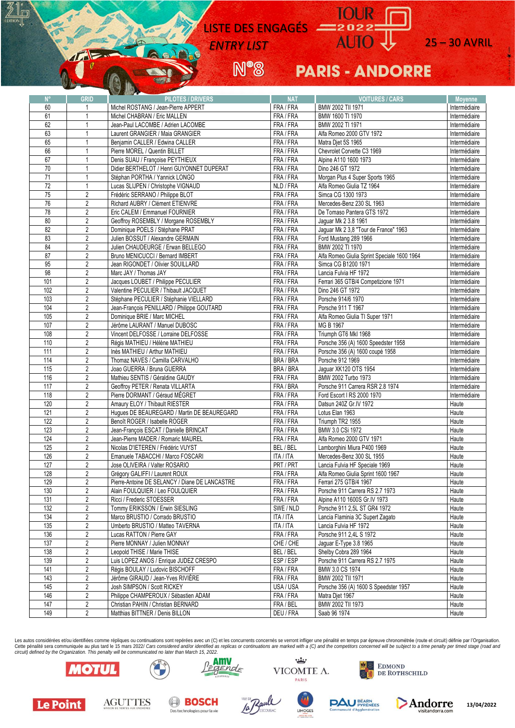# LISTE DES ENGAGÉS *ENTRY LIST* N°8

TOUR AUTO 2022 — 25 – 30 AVRIL

## PARIS - ANDORRE

| N° | GRID | PILOTES / DRIVERS | NAT | VOITURES / CARS | Moyenne |
|---|---|---|---|---|---|
| 60 | 1 | Michel ROSTANG / Jean-Pierre APPERT | FRA / FRA | BMW 2002 TII 1971 | Intermédiaire |
| 61 | 1 | Michel CHABRAN / Eric MALLEN | FRA / FRA | BMW 1600 TI 1970 | Intermédiaire |
| 62 | 1 | Jean-Paul LACOMBE / Adrien LACOMBE | FRA / FRA | BMW 2002 TI 1971 | Intermédiaire |
| 63 | 1 | Laurent GRANGIER / Maia GRANGIER | FRA / FRA | Alfa Romeo 2000 GTV 1972 | Intermédiaire |
| 65 | 1 | Benjamin CALLER / Edwina CALLER | FRA / FRA | Matra Djet 5S 1965 | Intermédiaire |
| 66 | 1 | Pierre MOREL / Quentin BILLET | FRA / FRA | Chevrolet Corvette C3 1969 | Intermédiaire |
| 67 | 1 | Denis SUAU / Françoise PEYTHIEUX | FRA / FRA | Alpine A110 1600 1973 | Intermédiaire |
| 70 | 1 | Didier BERTHELOT / Henri GUYONNET DUPERAT | FRA / FRA | Dino 246 GT 1972 | Intermédiaire |
| 71 | 1 | Stéphan PORTHA / Yannick LONGO | FRA / FRA | Morgan Plus 4 Super Sports 1965 | Intermédiaire |
| 72 | 1 | Lucas SLIJPEN / Christophe VIGNAUD | NLD / FRA | Alfa Romeo Giulia TZ 1964 | Intermédiaire |
| 75 | 2 | Frédéric SERRANO / Philippe BLOT | FRA / FRA | Simca CG 1300 1973 | Intermédiaire |
| 76 | 2 | Richard AUBRY / Clément ETIENVRE | FRA / FRA | Mercedes-Benz 230 SL 1963 | Intermédiaire |
| 78 | 2 | Eric CALEM / Emmanuel FOURNIER | FRA / FRA | De Tomaso Pantera GTS 1972 | Intermédiaire |
| 80 | 2 | Geoffroy ROSEMBLY / Morgane ROSEMBLY | FRA / FRA | Jaguar Mk 2 3.8 1961 | Intermédiaire |
| 82 | 2 | Dominique POELS / Stéphane PRAT | FRA / FRA | Jaguar Mk 2 3,8 "Tour de France" 1963 | Intermédiaire |
| 83 | 2 | Julien BOSSUT / Alexandre GERMAIN | FRA / FRA | Ford Mustang 289 1966 | Intermédiaire |
| 84 | 2 | Julien CHAUDEURGE / Erwan BELLEGO | FRA / FRA | BMW 2002 TI 1970 | Intermédiaire |
| 87 | 2 | Bruno MENICUCCI / Bernard IMBERT | FRA / FRA | Alfa Romeo Giulia Sprint Speciale 1600 1964 | Intermédiaire |
| 95 | 2 | Jean RIGONDET / Olivier SOUILLARD | FRA / FRA | Simca CG B1200 1971 | Intermédiaire |
| 98 | 2 | Marc JAY / Thomas JAY | FRA / FRA | Lancia Fulvia HF 1972 | Intermédiaire |
| 101 | 2 | Jacques LOUBET / Philippe PECULIER | FRA / FRA | Ferrari 365 GTB/4 Competizione 1971 | Intermédiaire |
| 102 | 2 | Valentine PECULIER / Thibault JACQUET | FRA / FRA | Dino 246 GT 1972 | Intermédiaire |
| 103 | 2 | Stéphane PECULIER / Stéphanie VIELLARD | FRA / FRA | Porsche 914/6 1970 | Intermédiaire |
| 104 | 2 | Jean-François PENILLARD / Philippe GOUTARD | FRA / FRA | Porsche 911 T 1967 | Intermédiaire |
| 105 | 2 | Dominique BRIE / Marc MICHEL | FRA / FRA | Alfa Romeo Giulia TI Super 1971 | Intermédiaire |
| 107 | 2 | Jérôme LAURANT / Manuel DUBOSC | FRA / FRA | MG B 1967 | Intermédiaire |
| 108 | 2 | Vincent DELFOSSE / Lorraine DELFOSSE | FRA / FRA | Triumph GT6 MkI 1968 | Intermédiaire |
| 110 | 2 | Régis MATHIEU / Hélène MATHIEU | FRA / FRA | Porsche 356 (A) 1600 Speedster 1958 | Intermédiaire |
| 111 | 2 | Inès MATHIEU / Arthur MATHIEU | FRA / FRA | Porsche 356 (A) 1600 coupé 1958 | Intermédiaire |
| 114 | 2 | Thomaz NAVES / Camilla CARVALHO | BRA / BRA | Porsche 912 1969 | Intermédiaire |
| 115 | 2 | Joao GUERRA / Bruna GUERRA | BRA / BRA | Jaguar XK120 OTS 1954 | Intermédiaire |
| 116 | 2 | Mathieu SENTIS / Géraldine GAUDY | FRA / FRA | BMW 2002 Turbo 1973 | Intermédiaire |
| 117 | 2 | Geoffroy PETER / Renata VILLARTA | FRA / BRA | Porsche 911 Carrera RSR 2.8 1974 | Intermédiaire |
| 118 | 2 | Pierre DORMANT / Géraud MÉGRET | FRA / FRA | Ford Escort I RS 2000 1970 | Intermédiaire |
| 120 | 2 | Amaury ELOY / Thibault RIESTER | FRA / FRA | Datsun 240Z Gr.IV 1972 | Haute |
| 121 | 2 | Hugues DE BEAUREGARD / Martin DE BEAUREGARD | FRA / FRA | Lotus Elan 1963 | Haute |
| 122 | 2 | Benoît ROGER / Isabelle ROGER | FRA / FRA | Triumph TR2 1955 | Haute |
| 123 | 2 | Jean-François ESCAT / Danielle BRINCAT | FRA / FRA | BMW 3.0 CSi 1972 | Haute |
| 124 | 2 | Jean-Pierre MADER / Romaric MAUREL | FRA / FRA | Alfa Romeo 2000 GTV 1971 | Haute |
| 125 | 2 | Nicolas D'IETEREN / Frédéric VUYST | BEL / BEL | Lamborghini Miura P400 1969 | Haute |
| 126 | 2 | Emanuele TABACCHI / Marco FOSCARI | ITA / ITA | Mercedes-Benz 300 SL 1955 | Haute |
| 127 | 2 | Jose OLIVEIRA / Valter ROSARIO | PRT / PRT | Lancia Fulvia HF Speciale 1969 | Haute |
| 128 | 2 | Grégory GALIFFI / Laurent ROUX | FRA / FRA | Alfa Romeo Giulia Sprint 1600 1967 | Haute |
| 129 | 2 | Pierre-Antoine DE SELANCY / Diane DE LANCASTRE | FRA / FRA | Ferrari 275 GTB/4 1967 | Haute |
| 130 | 2 | Alain FOULQUIER / Leo FOULQUIER | FRA / FRA | Porsche 911 Carrera RS 2.7 1973 | Haute |
| 131 | 2 | Ricci / Frederic STOESSER | FRA / FRA | Alpine A110 1600S Gr.IV 1973 | Haute |
| 132 | 2 | Tommy ERIKSSON / Erwin SIESLING | SWE / NLD | Porsche 911 2,5L ST GR4 1972 | Haute |
| 134 | 2 | Marco BRUSTIO / Corrado BRUSTIO | ITA / ITA | Lancia Flaminia 3C Supert Zagato | Haute |
| 135 | 2 | Umberto BRUSTIO / Matteo TAVERNA | ITA / ITA | Lancia Fulvia HF 1972 | Haute |
| 136 | 2 | Lucas RATTON / Pierre GAY | FRA / FRA | Porsche 911 2,4L S 1972 | Haute |
| 137 | 2 | Pierre MONNAY / Julien MONNAY | CHE / CHE | Jaguar E-Type 3.8 1965 | Haute |
| 138 | 2 | Leopold THISE / Marie THISE | BEL / BEL | Shelby Cobra 289 1964 | Haute |
| 139 | 2 | Luis LOPEZ ANOS / Enrique JUDEZ CRESPO | ESP / ESP | Porsche 911 Carrera RS 2.7 1975 | Haute |
| 141 | 2 | Régis BOULAY / Ludovic BISCHOFF | FRA / FRA | BMW 3.0 CS 1974 | Haute |
| 143 | 2 | Jérôme GIRAUD / Jean-Yves RIVIÈRE | FRA / FRA | BMW 2002 TII 1971 | Haute |
| 145 | 2 | Josh SIMPSON / Scott RICKEY | USA / USA | Porsche 356 (A) 1600 S Speedster 1957 | Haute |
| 146 | 2 | Philippe CHAMPEROUX / Sébastien ADAM | FRA / FRA | Matra Djet 1967 | Haute |
| 147 | 2 | Christian PAHIN / Christian BERNARD | FRA / BEL | BMW 2002 TII 1973 | Haute |
| 149 | 2 | Matthias BITTNER / Denis BILLON | DEU / FRA | Saab 96 1974 | Haute |

Les autos considérées et/ou identifiées comme répliques ou continuations sont repérées avec un (C) et les concurrents concernés se verront infliger une pénalité en temps par épreuve chronométrée (route et circuit) définie par l'Organisation. Cette pénalité sera communiquée au plus tard le 15 mars 2022/ *Cars considered and/or identified as replicas or continuations are marked with a (C) and the competitors concerned will be subject to a time penalty per timed stage (road and circuit) defined by the Organization. This penalty will be communicated no later than March 15, 2022.*

13/04/2022